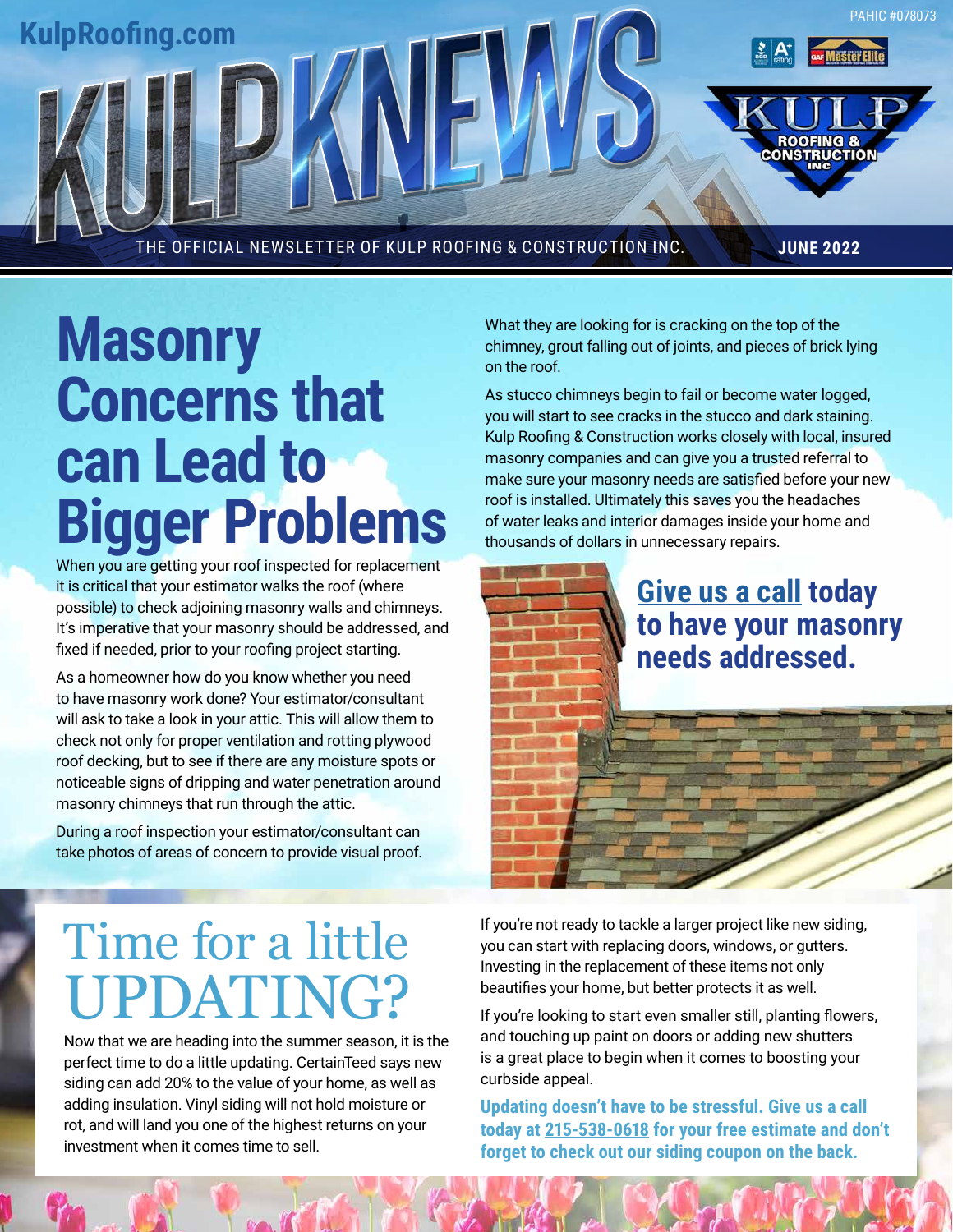KulpRoofing.com

PAHIC #078073

# KULP KNEWS

THE OFFICIAL NEWSLETTER OF KULP ROOFING & CONSTRUCTION INC. **JUNE 2022**

## Masonry Concerns that can Lead to Bigger Problems

When you are getting your roof inspected for replacement it is critical that your estimator walks the roof (where possible) to check adjoining masonry walls and chimneys. It's imperative that your masonry should be addressed, and fixed if needed, prior to your roofing project starting.

As a homeowner how do you know whether you need to have masonry work done? Your estimator/consultant will ask to take a look in your attic. This will allow them to check not only for proper ventilation and rotting plywood roof decking, but to see if there are any moisture spots or noticeable signs of dripping and water penetration around masonry chimneys that run through the attic.

During a roof inspection your estimator/consultant can take photos of areas of concern to provide visual proof. What they are looking for is cracking on the top of the chimney, grout falling out of joints, and pieces of brick lying on the roof.

As stucco chimneys begin to fail or become water logged, you will start to see cracks in the stucco and dark staining. Kulp Roofing & Construction works closely with local, insured masonry companies and can give you a trusted referral to make sure your masonry needs are satisfied before your new roof is installed. Ultimately this saves you the headaches of water leaks and interior damages inside your home and thousands of dollars in unnecessary repairs.

**Give us a call today to have your masonry needs addressed.**

## Time for a little UPDATING?

Now that we are heading into the summer season, it is the perfect time to do a little updating. CertainTeed says new siding can add 20% to the value of your home, as well as adding insulation. Vinyl siding will not hold moisture or rot, and will land you one of the highest returns on your investment when it comes time to sell.

If you're not ready to tackle a larger project like new siding, you can start with replacing doors, windows, or gutters. Investing in the replacement of these items not only beautifies your home, but better protects it as well.

If you're looking to start even smaller still, planting flowers, and touching up paint on doors or adding new shutters is a great place to begin when it comes to boosting your curbside appeal.

**Updating doesn't have to be stressful. Give us a call today at 215-538-0618 for your free estimate and don't forget to check out our siding coupon on the back.**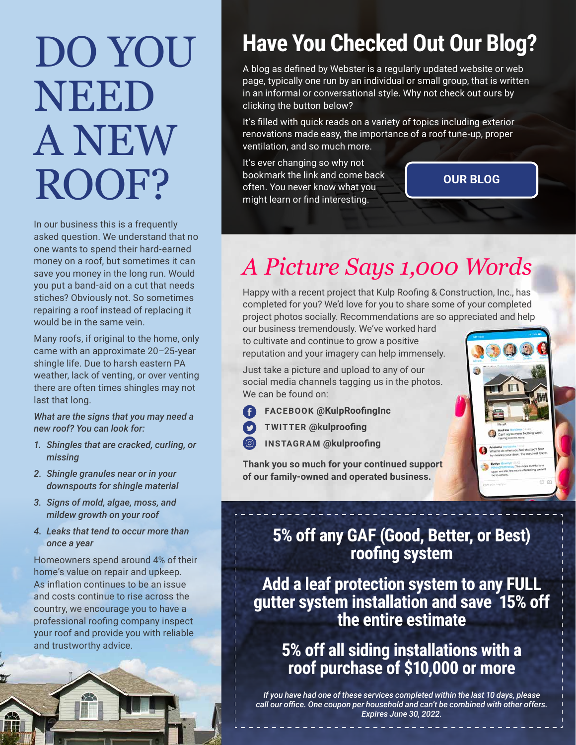# DO YOU NEED A NEW ROOF?

In our business this is a frequently asked question. We understand that no one wants to spend their hard-earned money on a roof, but sometimes it can save you money in the long run. Would you put a band-aid on a cut that needs stiches? Obviously not. So sometimes repairing a roof instead of replacing it would be in the same vein.

Many roofs, if original to the home, only came with an approximate 20–25-year shingle life. Due to harsh eastern PA weather, lack of venting, or over venting there are often times shingles may not last that long.

*What are the signs that you may need a new roof? You can look for:*

1. *Shingles that are cracked, curling, or missing*
2. *Shingle granules near or in your downspouts for shingle material*
3. *Signs of mold, algae, moss, and mildew growth on your roof*
4. *Leaks that tend to occur more than once a year*

Homeowners spend around 4% of their home's value on repair and upkeep. As inflation continues to be an issue and costs continue to rise across the country, we encourage you to have a professional roofing company inspect your roof and provide you with reliable and trustworthy advice.

## Have You Checked Out Our Blog?

A blog as defined by Webster is a regularly updated website or web page, typically one run by an individual or small group, that is written in an informal or conversational style. Why not check out ours by clicking the button below?

It's filled with quick reads on a variety of topics including exterior renovations made easy, the importance of a roof tune-up, proper ventilation, and so much more.

It's ever changing so why not bookmark the link and come back often. You never know what you might learn or find interesting.

**OUR BLOG**

## *A Picture Says 1,000 Words*

Happy with a recent project that Kulp Roofing & Construction, Inc., has completed for you? We'd love for you to share some of your completed project photos socially. Recommendations are so appreciated and help our business tremendously. We've worked hard to cultivate and continue to grow a positive reputation and your imagery can help immensely.

Just take a picture and upload to any of our social media channels tagging us in the photos. We can be found on:

- **FACEBOOK @KulpRoofingInc**
- **TWITTER @kulproofing**
- **INSTAGRAM @kulproofing**

**Thank you so much for your continued support of our family-owned and operated business.**

**5% off any GAF (Good, Better, or Best) roofing system**

**Add a leaf protection system to any FULL gutter system installation and save 15% off the entire estimate**

**5% off all siding installations with a roof purchase of $10,000 or more**

*If you have had one of these services completed within the last 10 days, please call our office. One coupon per household and can't be combined with other offers. Expires June 30, 2022.*